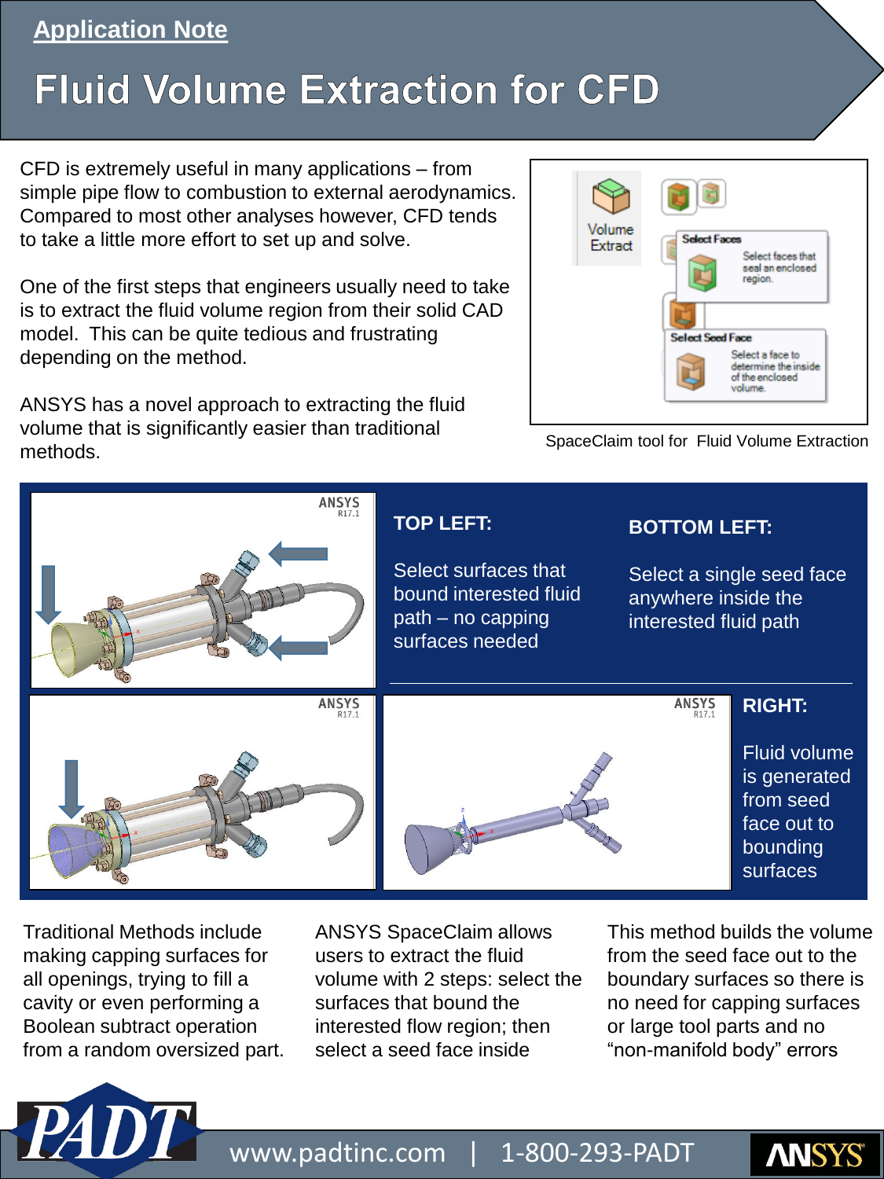**Application Note**

# Fluid Volume Extraction for CFD

CFD is extremely useful in many applications – from simple pipe flow to combustion to external aerodynamics. Compared to most other analyses however, CFD tends to take a little more effort to set up and solve.

One of the first steps that engineers usually need to take is to extract the fluid volume region from their solid CAD model. This can be quite tedious and frustrating depending on the method.

ANSYS has a novel approach to extracting the fluid volume that is significantly easier than traditional methods.

SpaceClaim tool for Fluid Volume Extraction

**TOP LEFT:**

Select surfaces that bound interested fluid path – no capping surfaces needed

**BOTTOM LEFT:**

Select a single seed face anywhere inside the interested fluid path

**RIGHT:**

Fluid volume is generated from seed face out to bounding surfaces

Traditional Methods include making capping surfaces for all openings, trying to fill a cavity or even performing a Boolean subtract operation from a random oversized part.

ANSYS SpaceClaim allows users to extract the fluid volume with 2 steps: select the surfaces that bound the interested flow region; then select a seed face inside

This method builds the volume from the seed face out to the boundary surfaces so there is no need for capping surfaces or large tool parts and no “non-manifold body” errors

www.padtinc.com | 1-800-293-PADT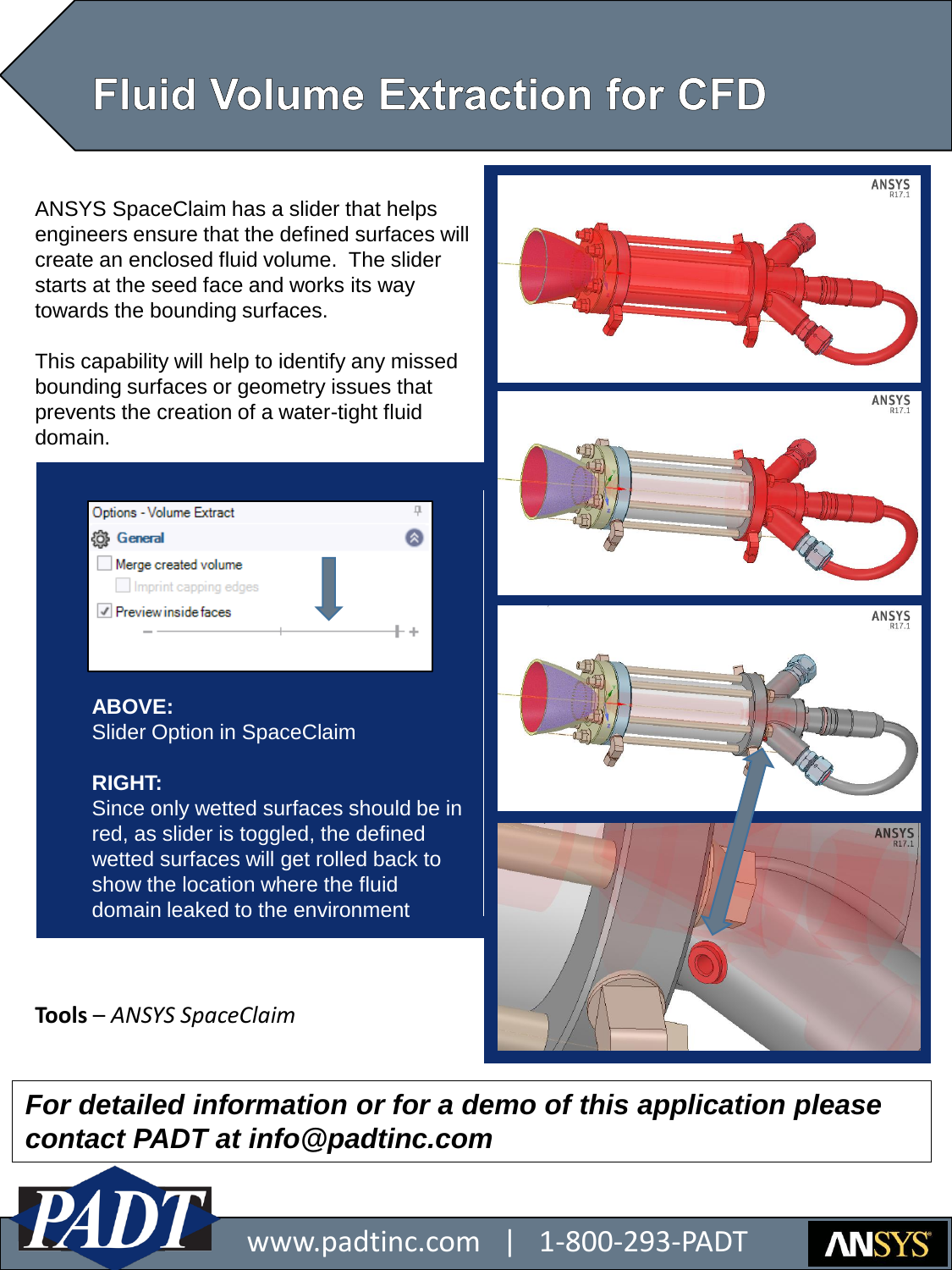# Fluid Volume Extraction for CFD

ANSYS SpaceClaim has a slider that helps engineers ensure that the defined surfaces will create an enclosed fluid volume. The slider starts at the seed face and works its way towards the bounding surfaces.

This capability will help to identify any missed bounding surfaces or geometry issues that prevents the creation of a water-tight fluid domain.

**ABOVE:**
Slider Option in SpaceClaim

**RIGHT:**
Since only wetted surfaces should be in red, as slider is toggled, the defined wetted surfaces will get rolled back to show the location where the fluid domain leaked to the environment

**Tools** – *ANSYS SpaceClaim*

***For detailed information or for a demo of this application please contact PADT at info@padtinc.com***

www.padtinc.com | 1-800-293-PADT